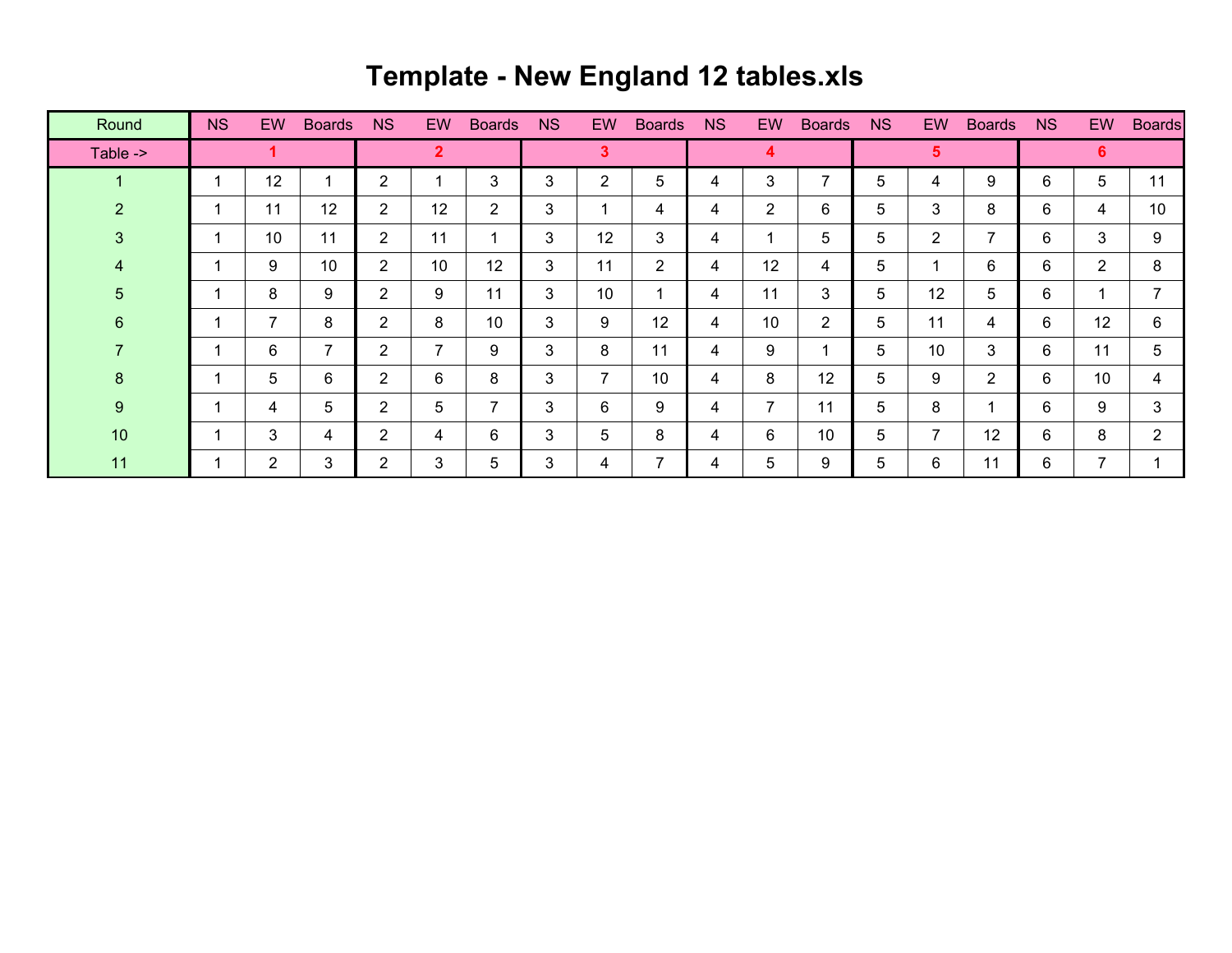# Template - New England 12 tables.xls

| Round | NS | EW | Boards | NS | EW | Boards | NS | EW | Boards | NS | EW | Boards | NS | EW | Boards | NS | EW | Boards |
|---|---|---|---|---|---|---|---|---|---|---|---|---|---|---|---|---|---|---|
| Table -> | 1 | | | 2 | | | 3 | | | 4 | | | 5 | | | 6 | | |
| 1 | 1 | 12 | 1 | 2 | 1 | 3 | 3 | 2 | 5 | 4 | 3 | 7 | 5 | 4 | 9 | 6 | 5 | 11 |
| 2 | 1 | 11 | 12 | 2 | 12 | 2 | 3 | 1 | 4 | 4 | 2 | 6 | 5 | 3 | 8 | 6 | 4 | 10 |
| 3 | 1 | 10 | 11 | 2 | 11 | 1 | 3 | 12 | 3 | 4 | 1 | 5 | 5 | 2 | 7 | 6 | 3 | 9 |
| 4 | 1 | 9 | 10 | 2 | 10 | 12 | 3 | 11 | 2 | 4 | 12 | 4 | 5 | 1 | 6 | 6 | 2 | 8 |
| 5 | 1 | 8 | 9 | 2 | 9 | 11 | 3 | 10 | 1 | 4 | 11 | 3 | 5 | 12 | 5 | 6 | 1 | 7 |
| 6 | 1 | 7 | 8 | 2 | 8 | 10 | 3 | 9 | 12 | 4 | 10 | 2 | 5 | 11 | 4 | 6 | 12 | 6 |
| 7 | 1 | 6 | 7 | 2 | 7 | 9 | 3 | 8 | 11 | 4 | 9 | 1 | 5 | 10 | 3 | 6 | 11 | 5 |
| 8 | 1 | 5 | 6 | 2 | 6 | 8 | 3 | 7 | 10 | 4 | 8 | 12 | 5 | 9 | 2 | 6 | 10 | 4 |
| 9 | 1 | 4 | 5 | 2 | 5 | 7 | 3 | 6 | 9 | 4 | 7 | 11 | 5 | 8 | 1 | 6 | 9 | 3 |
| 10 | 1 | 3 | 4 | 2 | 4 | 6 | 3 | 5 | 8 | 4 | 6 | 10 | 5 | 7 | 12 | 6 | 8 | 2 |
| 11 | 1 | 2 | 3 | 2 | 3 | 5 | 3 | 4 | 7 | 4 | 5 | 9 | 5 | 6 | 11 | 6 | 7 | 1 |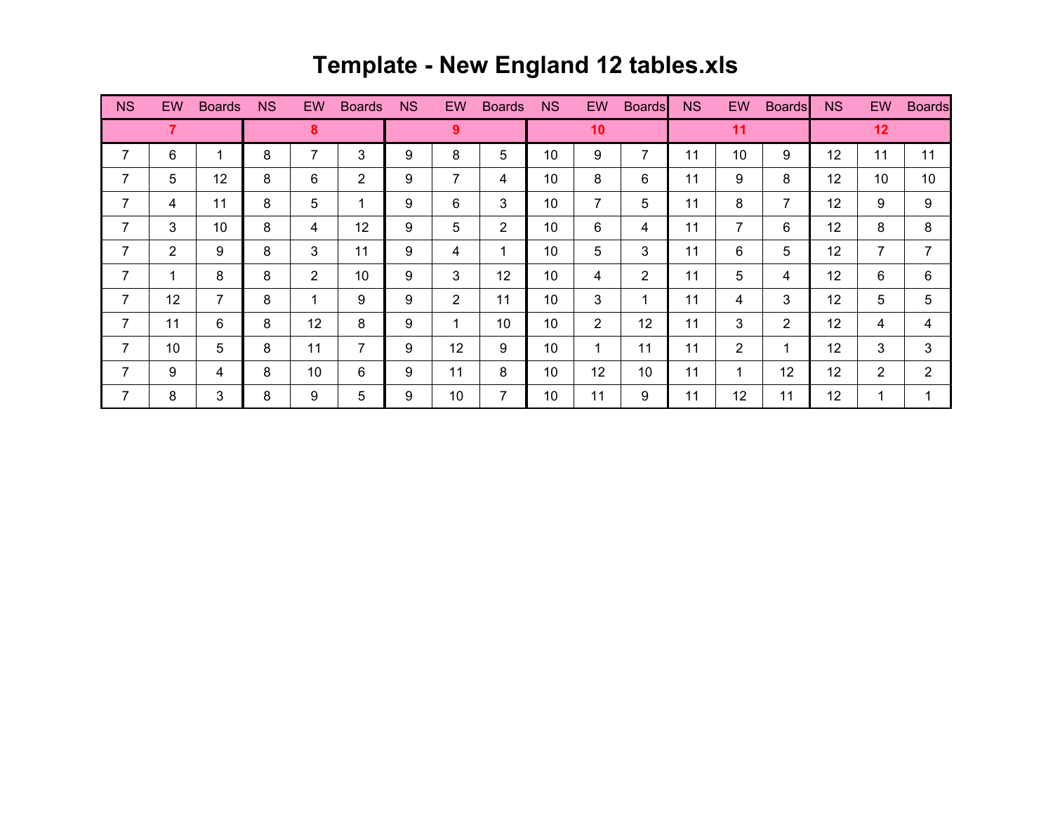# Template - New England 12 tables.xls

| NS | EW | Boards | NS | EW | Boards | NS | EW | Boards | NS | EW | Boards | NS | EW | Boards | NS | EW | Boards |
|---|---|---|---|---|---|---|---|---|---|---|---|---|---|---|---|---|---|
| | 7 | | | 8 | | | 9 | | | 10 | | | 11 | | | 12 | |
| 7 | 6 | 1 | 8 | 7 | 3 | 9 | 8 | 5 | 10 | 9 | 7 | 11 | 10 | 9 | 12 | 11 | 11 |
| 7 | 5 | 12 | 8 | 6 | 2 | 9 | 7 | 4 | 10 | 8 | 6 | 11 | 9 | 8 | 12 | 10 | 10 |
| 7 | 4 | 11 | 8 | 5 | 1 | 9 | 6 | 3 | 10 | 7 | 5 | 11 | 8 | 7 | 12 | 9 | 9 |
| 7 | 3 | 10 | 8 | 4 | 12 | 9 | 5 | 2 | 10 | 6 | 4 | 11 | 7 | 6 | 12 | 8 | 8 |
| 7 | 2 | 9 | 8 | 3 | 11 | 9 | 4 | 1 | 10 | 5 | 3 | 11 | 6 | 5 | 12 | 7 | 7 |
| 7 | 1 | 8 | 8 | 2 | 10 | 9 | 3 | 12 | 10 | 4 | 2 | 11 | 5 | 4 | 12 | 6 | 6 |
| 7 | 12 | 7 | 8 | 1 | 9 | 9 | 2 | 11 | 10 | 3 | 1 | 11 | 4 | 3 | 12 | 5 | 5 |
| 7 | 11 | 6 | 8 | 12 | 8 | 9 | 1 | 10 | 10 | 2 | 12 | 11 | 3 | 2 | 12 | 4 | 4 |
| 7 | 10 | 5 | 8 | 11 | 7 | 9 | 12 | 9 | 10 | 1 | 11 | 11 | 2 | 1 | 12 | 3 | 3 |
| 7 | 9 | 4 | 8 | 10 | 6 | 9 | 11 | 8 | 10 | 12 | 10 | 11 | 1 | 12 | 12 | 2 | 2 |
| 7 | 8 | 3 | 8 | 9 | 5 | 9 | 10 | 7 | 10 | 11 | 9 | 11 | 12 | 11 | 12 | 1 | 1 |